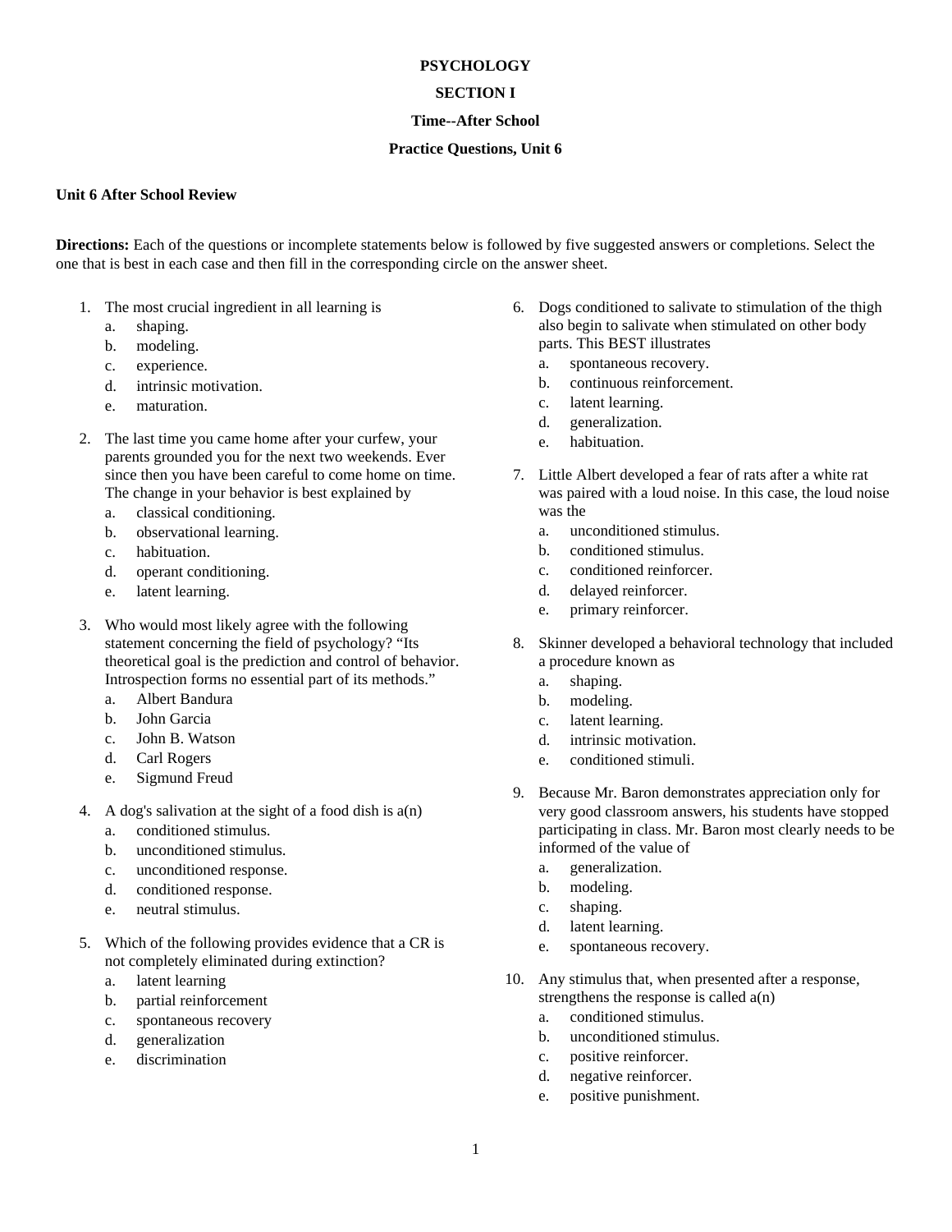# PSYCHOLOGY

## SECTION I

### Time--After School

### Practice Questions, Unit 6

**Unit 6 After School Review**

**Directions:** Each of the questions or incomplete statements below is followed by five suggested answers or completions. Select the one that is best in each case and then fill in the corresponding circle on the answer sheet.

1. The most crucial ingredient in all learning is
   a. shaping.
   b. modeling.
   c. experience.
   d. intrinsic motivation.
   e. maturation.

2. The last time you came home after your curfew, your parents grounded you for the next two weekends. Ever since then you have been careful to come home on time. The change in your behavior is best explained by
   a. classical conditioning.
   b. observational learning.
   c. habituation.
   d. operant conditioning.
   e. latent learning.

3. Who would most likely agree with the following statement concerning the field of psychology? "Its theoretical goal is the prediction and control of behavior. Introspection forms no essential part of its methods."
   a. Albert Bandura
   b. John Garcia
   c. John B. Watson
   d. Carl Rogers
   e. Sigmund Freud

4. A dog's salivation at the sight of a food dish is a(n)
   a. conditioned stimulus.
   b. unconditioned stimulus.
   c. unconditioned response.
   d. conditioned response.
   e. neutral stimulus.

5. Which of the following provides evidence that a CR is not completely eliminated during extinction?
   a. latent learning
   b. partial reinforcement
   c. spontaneous recovery
   d. generalization
   e. discrimination

6. Dogs conditioned to salivate to stimulation of the thigh also begin to salivate when stimulated on other body parts. This BEST illustrates
   a. spontaneous recovery.
   b. continuous reinforcement.
   c. latent learning.
   d. generalization.
   e. habituation.

7. Little Albert developed a fear of rats after a white rat was paired with a loud noise. In this case, the loud noise was the
   a. unconditioned stimulus.
   b. conditioned stimulus.
   c. conditioned reinforcer.
   d. delayed reinforcer.
   e. primary reinforcer.

8. Skinner developed a behavioral technology that included a procedure known as
   a. shaping.
   b. modeling.
   c. latent learning.
   d. intrinsic motivation.
   e. conditioned stimuli.

9. Because Mr. Baron demonstrates appreciation only for very good classroom answers, his students have stopped participating in class. Mr. Baron most clearly needs to be informed of the value of
   a. generalization.
   b. modeling.
   c. shaping.
   d. latent learning.
   e. spontaneous recovery.

10. Any stimulus that, when presented after a response, strengthens the response is called a(n)
    a. conditioned stimulus.
    b. unconditioned stimulus.
    c. positive reinforcer.
    d. negative reinforcer.
    e. positive punishment.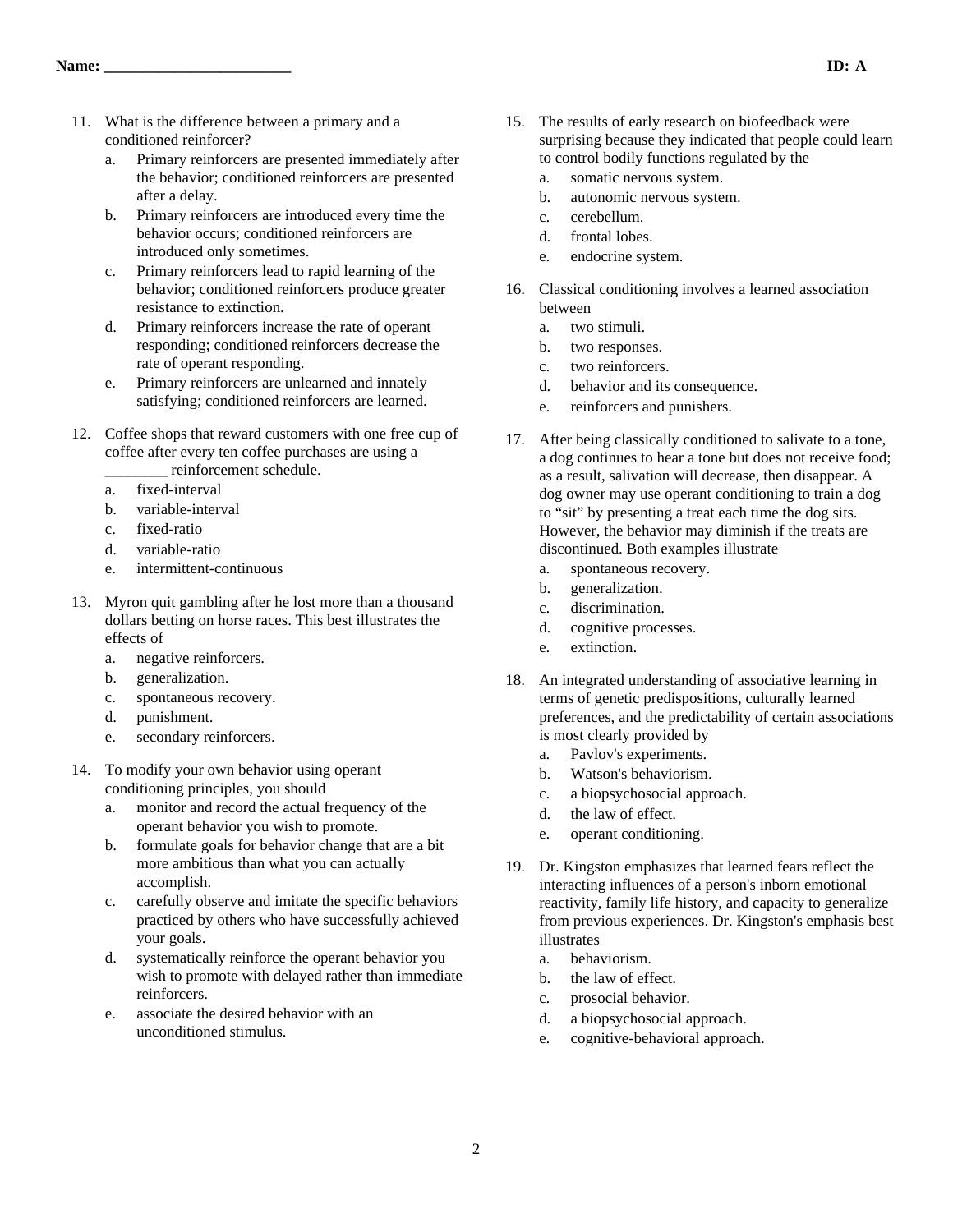Name: ________________________ ID: A

11. What is the difference between a primary and a conditioned reinforcer?
    a. Primary reinforcers are presented immediately after the behavior; conditioned reinforcers are presented after a delay.
    b. Primary reinforcers are introduced every time the behavior occurs; conditioned reinforcers are introduced only sometimes.
    c. Primary reinforcers lead to rapid learning of the behavior; conditioned reinforcers produce greater resistance to extinction.
    d. Primary reinforcers increase the rate of operant responding; conditioned reinforcers decrease the rate of operant responding.
    e. Primary reinforcers are unlearned and innately satisfying; conditioned reinforcers are learned.

12. Coffee shops that reward customers with one free cup of coffee after every ten coffee purchases are using a ________ reinforcement schedule.
    a. fixed-interval
    b. variable-interval
    c. fixed-ratio
    d. variable-ratio
    e. intermittent-continuous

13. Myron quit gambling after he lost more than a thousand dollars betting on horse races. This best illustrates the effects of
    a. negative reinforcers.
    b. generalization.
    c. spontaneous recovery.
    d. punishment.
    e. secondary reinforcers.

14. To modify your own behavior using operant conditioning principles, you should
    a. monitor and record the actual frequency of the operant behavior you wish to promote.
    b. formulate goals for behavior change that are a bit more ambitious than what you can actually accomplish.
    c. carefully observe and imitate the specific behaviors practiced by others who have successfully achieved your goals.
    d. systematically reinforce the operant behavior you wish to promote with delayed rather than immediate reinforcers.
    e. associate the desired behavior with an unconditioned stimulus.

15. The results of early research on biofeedback were surprising because they indicated that people could learn to control bodily functions regulated by the
    a. somatic nervous system.
    b. autonomic nervous system.
    c. cerebellum.
    d. frontal lobes.
    e. endocrine system.

16. Classical conditioning involves a learned association between
    a. two stimuli.
    b. two responses.
    c. two reinforcers.
    d. behavior and its consequence.
    e. reinforcers and punishers.

17. After being classically conditioned to salivate to a tone, a dog continues to hear a tone but does not receive food; as a result, salivation will decrease, then disappear. A dog owner may use operant conditioning to train a dog to "sit" by presenting a treat each time the dog sits. However, the behavior may diminish if the treats are discontinued. Both examples illustrate
    a. spontaneous recovery.
    b. generalization.
    c. discrimination.
    d. cognitive processes.
    e. extinction.

18. An integrated understanding of associative learning in terms of genetic predispositions, culturally learned preferences, and the predictability of certain associations is most clearly provided by
    a. Pavlov's experiments.
    b. Watson's behaviorism.
    c. a biopsychosocial approach.
    d. the law of effect.
    e. operant conditioning.

19. Dr. Kingston emphasizes that learned fears reflect the interacting influences of a person's inborn emotional reactivity, family life history, and capacity to generalize from previous experiences. Dr. Kingston's emphasis best illustrates
    a. behaviorism.
    b. the law of effect.
    c. prosocial behavior.
    d. a biopsychosocial approach.
    e. cognitive-behavioral approach.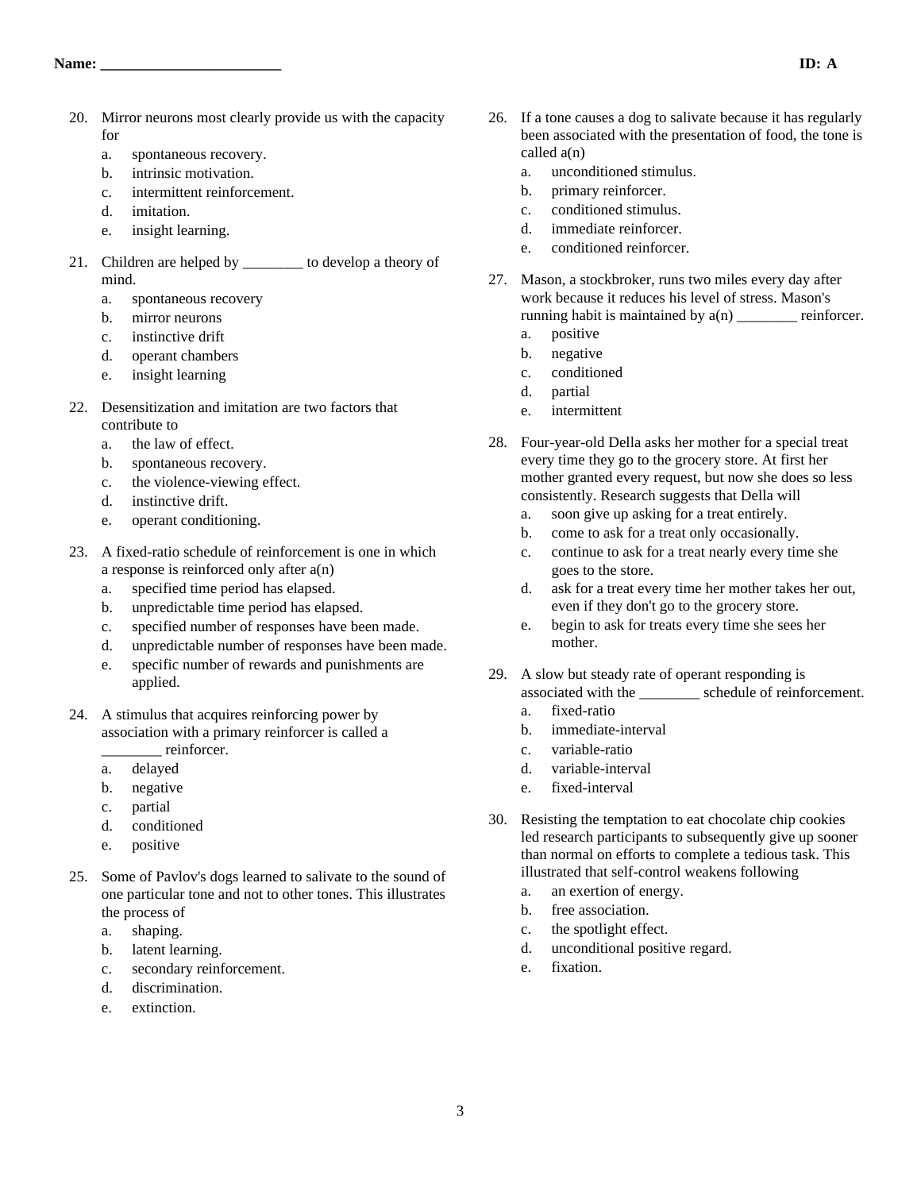**Name: ________________________** **ID: A**

20. Mirror neurons most clearly provide us with the capacity for
    a. spontaneous recovery.
    b. intrinsic motivation.
    c. intermittent reinforcement.
    d. imitation.
    e. insight learning.

21. Children are helped by ________ to develop a theory of mind.
    a. spontaneous recovery
    b. mirror neurons
    c. instinctive drift
    d. operant chambers
    e. insight learning

22. Desensitization and imitation are two factors that contribute to
    a. the law of effect.
    b. spontaneous recovery.
    c. the violence-viewing effect.
    d. instinctive drift.
    e. operant conditioning.

23. A fixed-ratio schedule of reinforcement is one in which a response is reinforced only after a(n)
    a. specified time period has elapsed.
    b. unpredictable time period has elapsed.
    c. specified number of responses have been made.
    d. unpredictable number of responses have been made.
    e. specific number of rewards and punishments are applied.

24. A stimulus that acquires reinforcing power by association with a primary reinforcer is called a ________ reinforcer.
    a. delayed
    b. negative
    c. partial
    d. conditioned
    e. positive

25. Some of Pavlov's dogs learned to salivate to the sound of one particular tone and not to other tones. This illustrates the process of
    a. shaping.
    b. latent learning.
    c. secondary reinforcement.
    d. discrimination.
    e. extinction.

26. If a tone causes a dog to salivate because it has regularly been associated with the presentation of food, the tone is called a(n)
    a. unconditioned stimulus.
    b. primary reinforcer.
    c. conditioned stimulus.
    d. immediate reinforcer.
    e. conditioned reinforcer.

27. Mason, a stockbroker, runs two miles every day after work because it reduces his level of stress. Mason's running habit is maintained by a(n) ________ reinforcer.
    a. positive
    b. negative
    c. conditioned
    d. partial
    e. intermittent

28. Four-year-old Della asks her mother for a special treat every time they go to the grocery store. At first her mother granted every request, but now she does so less consistently. Research suggests that Della will
    a. soon give up asking for a treat entirely.
    b. come to ask for a treat only occasionally.
    c. continue to ask for a treat nearly every time she goes to the store.
    d. ask for a treat every time her mother takes her out, even if they don't go to the grocery store.
    e. begin to ask for treats every time she sees her mother.

29. A slow but steady rate of operant responding is associated with the ________ schedule of reinforcement.
    a. fixed-ratio
    b. immediate-interval
    c. variable-ratio
    d. variable-interval
    e. fixed-interval

30. Resisting the temptation to eat chocolate chip cookies led research participants to subsequently give up sooner than normal on efforts to complete a tedious task. This illustrated that self-control weakens following
    a. an exertion of energy.
    b. free association.
    c. the spotlight effect.
    d. unconditional positive regard.
    e. fixation.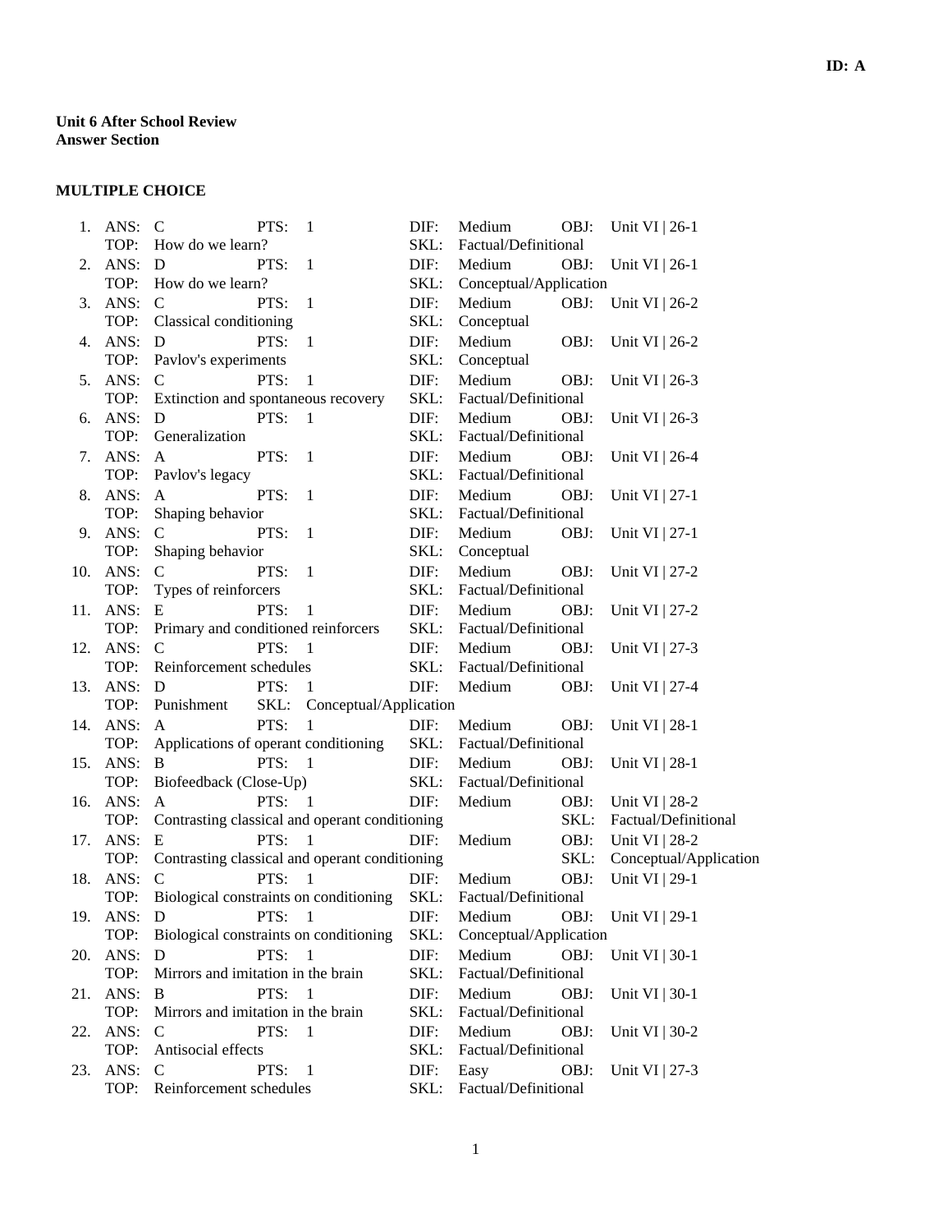**Unit 6 After School Review**
**Answer Section**

**MULTIPLE CHOICE**

1. ANS: C PTS: 1 DIF: Medium OBJ: Unit VI | 26-1
 TOP: How do we learn? SKL: Factual/Definitional
2. ANS: D PTS: 1 DIF: Medium OBJ: Unit VI | 26-1
 TOP: How do we learn? SKL: Conceptual/Application
3. ANS: C PTS: 1 DIF: Medium OBJ: Unit VI | 26-2
 TOP: Classical conditioning SKL: Conceptual
4. ANS: D PTS: 1 DIF: Medium OBJ: Unit VI | 26-2
 TOP: Pavlov's experiments SKL: Conceptual
5. ANS: C PTS: 1 DIF: Medium OBJ: Unit VI | 26-3
 TOP: Extinction and spontaneous recovery SKL: Factual/Definitional
6. ANS: D PTS: 1 DIF: Medium OBJ: Unit VI | 26-3
 TOP: Generalization SKL: Factual/Definitional
7. ANS: A PTS: 1 DIF: Medium OBJ: Unit VI | 26-4
 TOP: Pavlov's legacy SKL: Factual/Definitional
8. ANS: A PTS: 1 DIF: Medium OBJ: Unit VI | 27-1
 TOP: Shaping behavior SKL: Factual/Definitional
9. ANS: C PTS: 1 DIF: Medium OBJ: Unit VI | 27-1
 TOP: Shaping behavior SKL: Conceptual
10. ANS: C PTS: 1 DIF: Medium OBJ: Unit VI | 27-2
 TOP: Types of reinforcers SKL: Factual/Definitional
11. ANS: E PTS: 1 DIF: Medium OBJ: Unit VI | 27-2
 TOP: Primary and conditioned reinforcers SKL: Factual/Definitional
12. ANS: C PTS: 1 DIF: Medium OBJ: Unit VI | 27-3
 TOP: Reinforcement schedules SKL: Factual/Definitional
13. ANS: D PTS: 1 DIF: Medium OBJ: Unit VI | 27-4
 TOP: Punishment SKL: Conceptual/Application
14. ANS: A PTS: 1 DIF: Medium OBJ: Unit VI | 28-1
 TOP: Applications of operant conditioning SKL: Factual/Definitional
15. ANS: B PTS: 1 DIF: Medium OBJ: Unit VI | 28-1
 TOP: Biofeedback (Close-Up) SKL: Factual/Definitional
16. ANS: A PTS: 1 DIF: Medium OBJ: Unit VI | 28-2
 TOP: Contrasting classical and operant conditioning SKL: Factual/Definitional
17. ANS: E PTS: 1 DIF: Medium OBJ: Unit VI | 28-2
 TOP: Contrasting classical and operant conditioning SKL: Conceptual/Application
18. ANS: C PTS: 1 DIF: Medium OBJ: Unit VI | 29-1
 TOP: Biological constraints on conditioning SKL: Factual/Definitional
19. ANS: D PTS: 1 DIF: Medium OBJ: Unit VI | 29-1
 TOP: Biological constraints on conditioning SKL: Conceptual/Application
20. ANS: D PTS: 1 DIF: Medium OBJ: Unit VI | 30-1
 TOP: Mirrors and imitation in the brain SKL: Factual/Definitional
21. ANS: B PTS: 1 DIF: Medium OBJ: Unit VI | 30-1
 TOP: Mirrors and imitation in the brain SKL: Factual/Definitional
22. ANS: C PTS: 1 DIF: Medium OBJ: Unit VI | 30-2
 TOP: Antisocial effects SKL: Factual/Definitional
23. ANS: C PTS: 1 DIF: Easy OBJ: Unit VI | 27-3
 TOP: Reinforcement schedules SKL: Factual/Definitional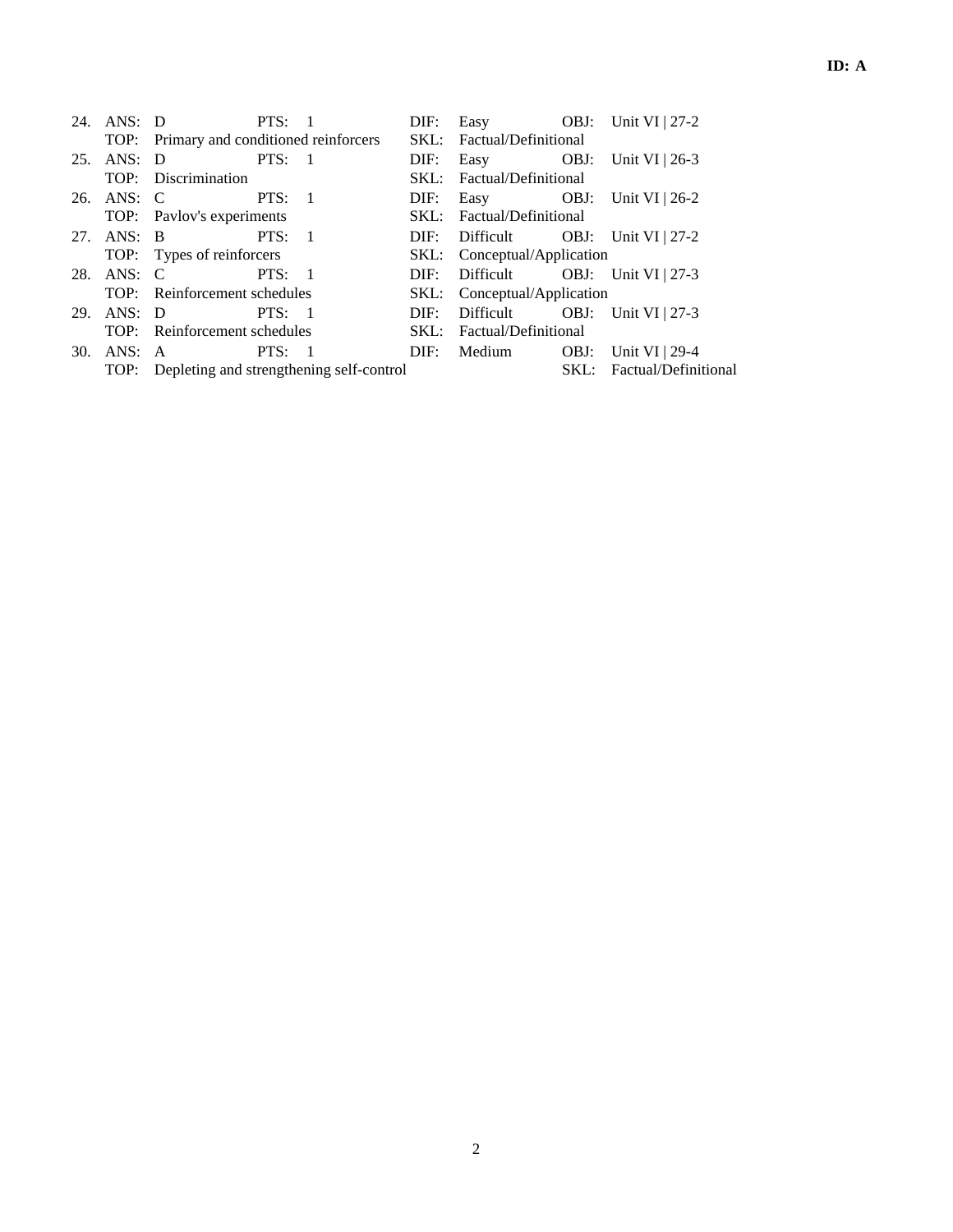**ID: A**

24. ANS: D PTS: 1 DIF: Easy OBJ: Unit VI | 27-2
TOP: Primary and conditioned reinforcers SKL: Factual/Definitional
25. ANS: D PTS: 1 DIF: Easy OBJ: Unit VI | 26-3
TOP: Discrimination SKL: Factual/Definitional
26. ANS: C PTS: 1 DIF: Easy OBJ: Unit VI | 26-2
TOP: Pavlov's experiments SKL: Factual/Definitional
27. ANS: B PTS: 1 DIF: Difficult OBJ: Unit VI | 27-2
TOP: Types of reinforcers SKL: Conceptual/Application
28. ANS: C PTS: 1 DIF: Difficult OBJ: Unit VI | 27-3
TOP: Reinforcement schedules SKL: Conceptual/Application
29. ANS: D PTS: 1 DIF: Difficult OBJ: Unit VI | 27-3
TOP: Reinforcement schedules SKL: Factual/Definitional
30. ANS: A PTS: 1 DIF: Medium OBJ: Unit VI | 29-4
TOP: Depleting and strengthening self-control SKL: Factual/Definitional